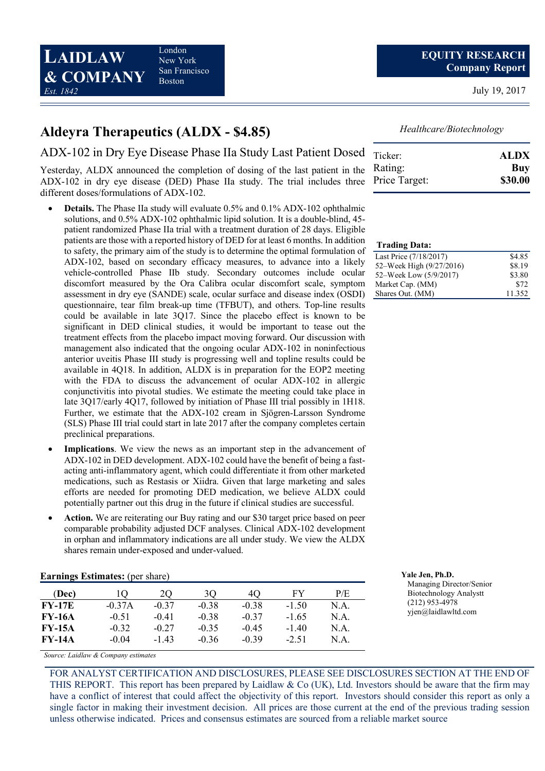**LAIDLAW & COMPANY** *Est. 1842* — London, New York, San Francisco, Boston

**EQUITY RESEARCH Company Report**

July 19, 2017

# Aldeyra Therapeutics (ALDX - $4.85)

*Healthcare/Biotechnology*

| | |
|---|---|
| Ticker: | **ALDX** |
| Rating: | **Buy** |
| Price Target: | **$30.00** |

## ADX-102 in Dry Eye Disease Phase IIa Study Last Patient Dosed

Yesterday, ALDX announced the completion of dosing of the last patient in the ADX-102 in dry eye disease (DED) Phase IIa study. The trial includes three different doses/formulations of ADX-102.

- **Details.** The Phase IIa study will evaluate 0.5% and 0.1% ADX-102 ophthalmic solutions, and 0.5% ADX-102 ophthalmic lipid solution. It is a double-blind, 45-patient randomized Phase IIa trial with a treatment duration of 28 days. Eligible patients are those with a reported history of DED for at least 6 months. In addition to safety, the primary aim of the study is to determine the optimal formulation of ADX-102, based on secondary efficacy measures, to advance into a likely vehicle-controlled Phase IIb study. Secondary outcomes include ocular discomfort measured by the Ora Calibra ocular discomfort scale, symptom assessment in dry eye (SANDE) scale, ocular surface and disease index (OSDI) questionnaire, tear film break-up time (TFBUT), and others. Top-line results could be available in late 3Q17. Since the placebo effect is known to be significant in DED clinical studies, it would be important to tease out the treatment effects from the placebo impact moving forward. Our discussion with management also indicated that the ongoing ocular ADX-102 in noninfectious anterior uveitis Phase III study is progressing well and topline results could be available in 4Q18. In addition, ALDX is in preparation for the EOP2 meeting with the FDA to discuss the advancement of ocular ADX-102 in allergic conjunctivitis into pivotal studies. We estimate the meeting could take place in late 3Q17/early 4Q17, followed by initiation of Phase III trial possibly in 1H18. Further, we estimate that the ADX-102 cream in Sjögren-Larsson Syndrome (SLS) Phase III trial could start in late 2017 after the company completes certain preclinical preparations.
- **Implications**. We view the news as an important step in the advancement of ADX-102 in DED development. ADX-102 could have the benefit of being a fast-acting anti-inflammatory agent, which could differentiate it from other marketed medications, such as Restasis or Xiidra. Given that large marketing and sales efforts are needed for promoting DED medication, we believe ALDX could potentially partner out this drug in the future if clinical studies are successful.
- **Action.** We are reiterating our Buy rating and our $30 target price based on peer comparable probability adjusted DCF analyses. Clinical ADX-102 development in orphan and inflammatory indications are all under study. We view the ALDX shares remain under-exposed and under-valued.

**Trading Data:**

| | |
|---|---|
| Last Price (7/18/2017) | $4.85 |
| 52–Week High (9/27/2016) | $8.19 |
| 52–Week Low (5/9/2017) | $3.80 |
| Market Cap. (MM) | $72 |
| Shares Out. (MM) | 11.352 |

**Earnings Estimates:** (per share)

| (Dec) | 1Q | 2Q | 3Q | 4Q | FY | P/E |
|---|---|---|---|---|---|---|
| **FY-17E** | -0.37A | -0.37 | -0.38 | -0.38 | -1.50 | N.A. |
| **FY-16A** | -0.51 | -0.41 | -0.38 | -0.37 | -1.65 | N.A. |
| **FY-15A** | -0.32 | -0.27 | -0.35 | -0.45 | -1.40 | N.A. |
| **FY-14A** | -0.04 | -1.43 | -0.36 | -0.39 | -2.51 | N.A. |

*Source: Laidlaw & Company estimates*

**Yale Jen, Ph.D.**
Managing Director/Senior Biotechnology Analystt
(212) 953-4978
yjen@laidlawltd.com

FOR ANALYST CERTIFICATION AND DISCLOSURES, PLEASE SEE DISCLOSURES SECTION AT THE END OF THIS REPORT. This report has been prepared by Laidlaw & Co (UK), Ltd. Investors should be aware that the firm may have a conflict of interest that could affect the objectivity of this report. Investors should consider this report as only a single factor in making their investment decision. All prices are those current at the end of the previous trading session unless otherwise indicated. Prices and consensus estimates are sourced from a reliable market source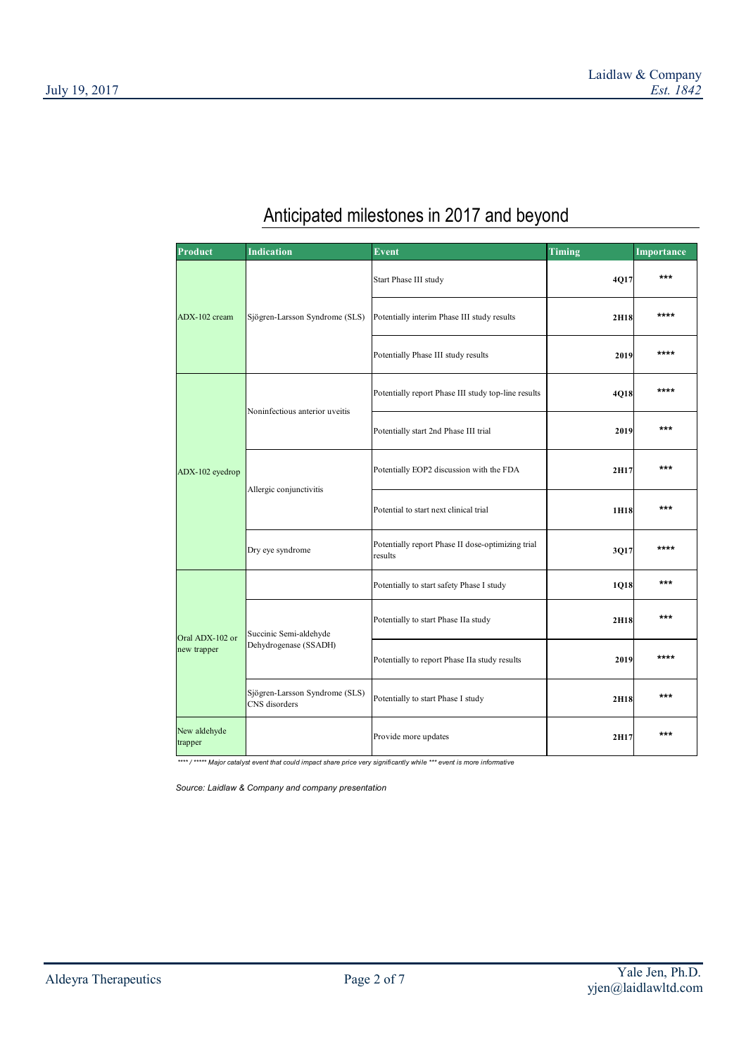# Anticipated milestones in 2017 and beyond

| Product | Indication | Event | Timing | Importance |
|---|---|---|---|---|
| ADX-102 cream | Sjögren-Larsson Syndrome (SLS) | Start Phase III study | 4Q17 | *** |
| | | Potentially interim Phase III study results | 2H18 | **** |
| | | Potentially Phase III study results | 2019 | **** |
| ADX-102 eyedrop | Noninfectious anterior uveitis | Potentially report Phase III study top-line results | 4Q18 | **** |
| | | Potentially start 2nd Phase III trial | 2019 | *** |
| | Allergic conjunctivitis | Potentially EOP2 discussion with the FDA | 2H17 | *** |
| | | Potential to start next clinical trial | 1H18 | *** |
| | Dry eye syndrome | Potentially report Phase II dose-optimizing trial results | 3Q17 | **** |
| Oral ADX-102 or new trapper | | Potentially to start safety Phase I study | 1Q18 | *** |
| | Succinic Semi-aldehyde Dehydrogenase (SSADH) | Potentially to start Phase IIa study | 2H18 | *** |
| | | Potentially to report Phase IIa study results | 2019 | **** |
| | Sjögren-Larsson Syndrome (SLS) CNS disorders | Potentially to start Phase I study | 2H18 | *** |
| New aldehyde trapper | | Provide more updates | 2H17 | *** |

*\*\*\*\* / \*\*\*\*\* Major catalyst event that could impact share price very significantly while \*\*\* event is more informative*

*Source: Laidlaw & Company and company presentation*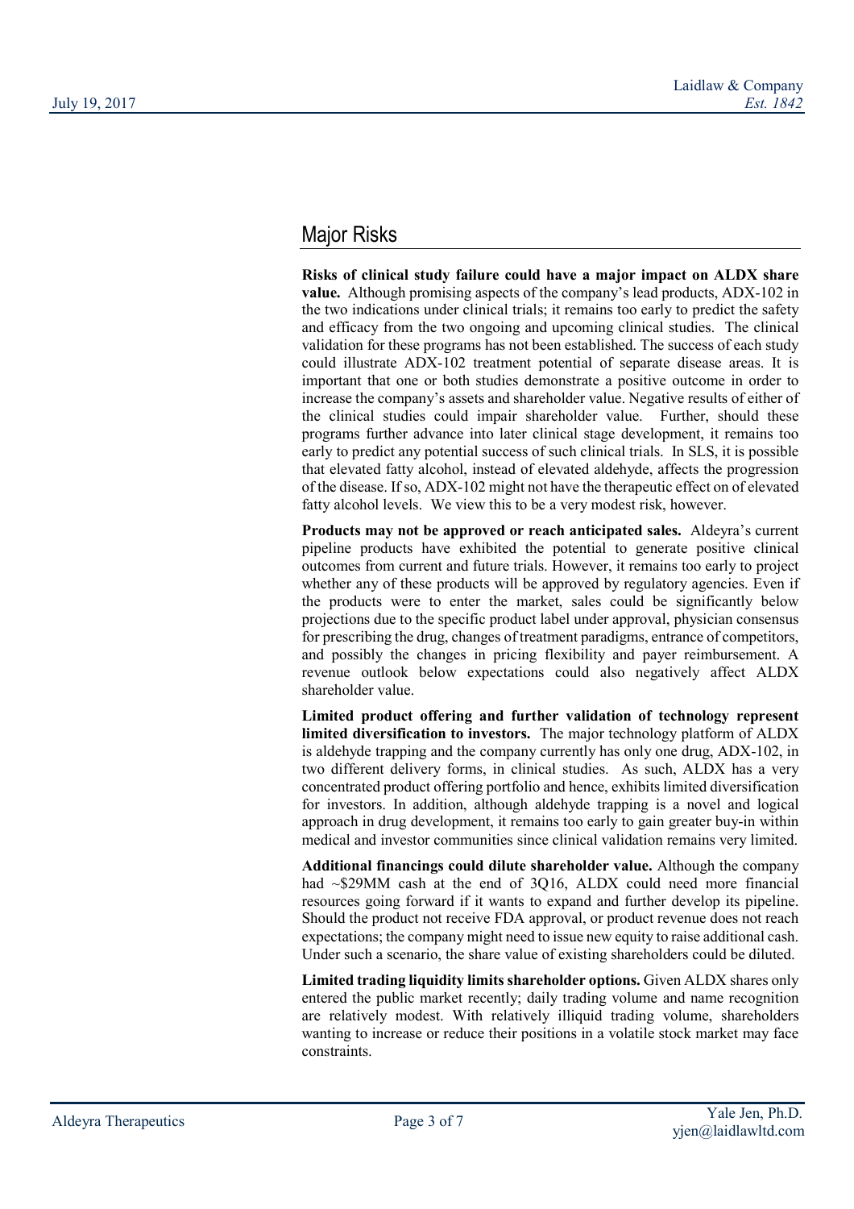## Major Risks

**Risks of clinical study failure could have a major impact on ALDX share value.** Although promising aspects of the company's lead products, ADX-102 in the two indications under clinical trials; it remains too early to predict the safety and efficacy from the two ongoing and upcoming clinical studies. The clinical validation for these programs has not been established. The success of each study could illustrate ADX-102 treatment potential of separate disease areas. It is important that one or both studies demonstrate a positive outcome in order to increase the company's assets and shareholder value. Negative results of either of the clinical studies could impair shareholder value. Further, should these programs further advance into later clinical stage development, it remains too early to predict any potential success of such clinical trials. In SLS, it is possible that elevated fatty alcohol, instead of elevated aldehyde, affects the progression of the disease. If so, ADX-102 might not have the therapeutic effect on of elevated fatty alcohol levels. We view this to be a very modest risk, however.

**Products may not be approved or reach anticipated sales.** Aldeyra's current pipeline products have exhibited the potential to generate positive clinical outcomes from current and future trials. However, it remains too early to project whether any of these products will be approved by regulatory agencies. Even if the products were to enter the market, sales could be significantly below projections due to the specific product label under approval, physician consensus for prescribing the drug, changes of treatment paradigms, entrance of competitors, and possibly the changes in pricing flexibility and payer reimbursement. A revenue outlook below expectations could also negatively affect ALDX shareholder value.

**Limited product offering and further validation of technology represent limited diversification to investors.** The major technology platform of ALDX is aldehyde trapping and the company currently has only one drug, ADX-102, in two different delivery forms, in clinical studies. As such, ALDX has a very concentrated product offering portfolio and hence, exhibits limited diversification for investors. In addition, although aldehyde trapping is a novel and logical approach in drug development, it remains too early to gain greater buy-in within medical and investor communities since clinical validation remains very limited.

**Additional financings could dilute shareholder value.** Although the company had ~$29MM cash at the end of 3Q16, ALDX could need more financial resources going forward if it wants to expand and further develop its pipeline. Should the product not receive FDA approval, or product revenue does not reach expectations; the company might need to issue new equity to raise additional cash. Under such a scenario, the share value of existing shareholders could be diluted.

**Limited trading liquidity limits shareholder options.** Given ALDX shares only entered the public market recently; daily trading volume and name recognition are relatively modest. With relatively illiquid trading volume, shareholders wanting to increase or reduce their positions in a volatile stock market may face constraints.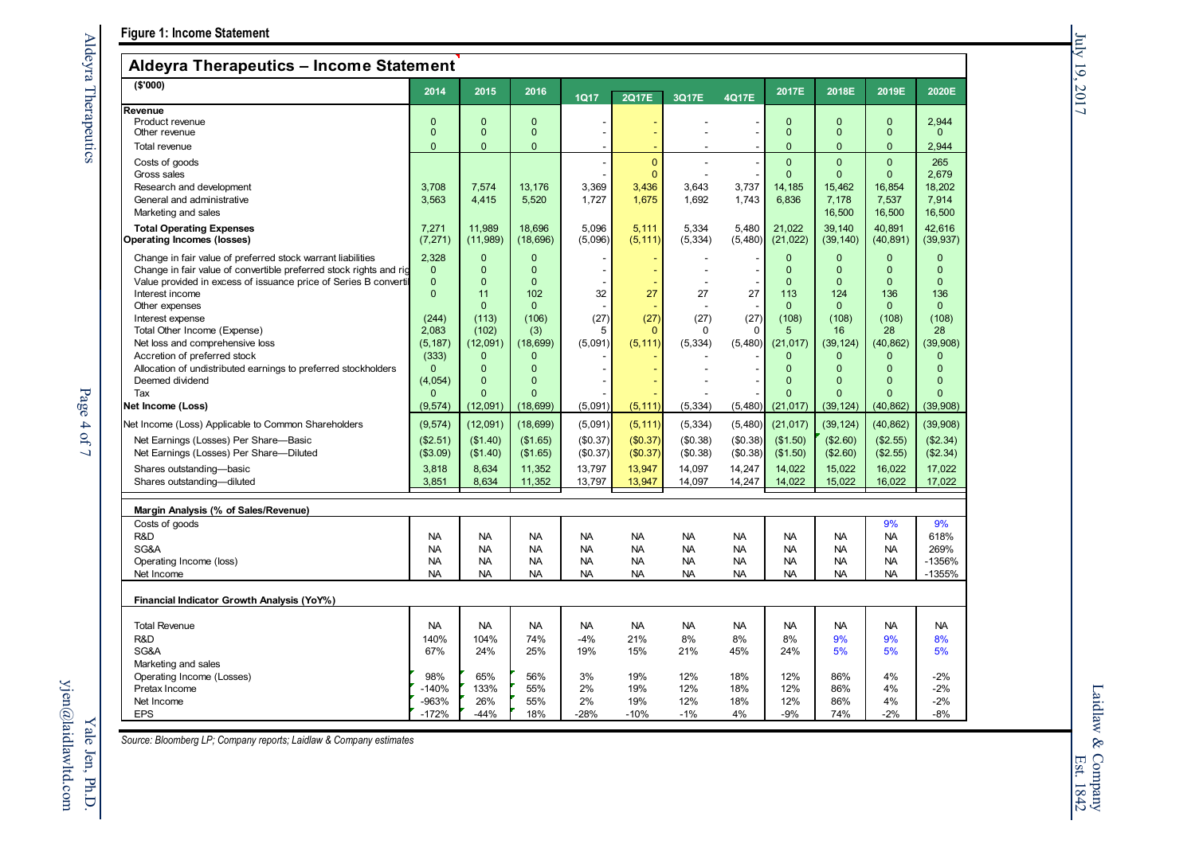**Figure 1: Income Statement**

## Aldeyra Therapeutics – Income Statement

| ($'000) | 2014 | 2015 | 2016 | 1Q17 | 2Q17E | 3Q17E | 4Q17E | 2017E | 2018E | 2019E | 2020E |
|---|---|---|---|---|---|---|---|---|---|---|---|
| **Revenue** | | | | | | | | | | | |
| Product revenue | 0 | 0 | 0 | - | - | - | - | 0 | 0 | 0 | 2,944 |
| Other revenue | 0 | 0 | 0 | - | - | - | - | 0 | 0 | 0 | 0 |
| Total revenue | 0 | 0 | 0 | - | - | - | - | 0 | 0 | 0 | 2,944 |
| Costs of goods | | | | - | 0 | - | - | 0 | 0 | 0 | 265 |
| Gross sales | | | | - | 0 | - | - | 0 | 0 | 0 | 2,679 |
| Research and development | 3,708 | 7,574 | 13,176 | 3,369 | 3,436 | 3,643 | 3,737 | 14,185 | 15,462 | 16,854 | 18,202 |
| General and administrative | 3,563 | 4,415 | 5,520 | 1,727 | 1,675 | 1,692 | 1,743 | 6,836 | 7,178 | 7,537 | 7,914 |
| Marketing and sales | | | | | | | | | 16,500 | 16,500 | 16,500 |
| **Total Operating Expenses** | 7,271 | 11,989 | 18,696 | 5,096 | 5,111 | 5,334 | 5,480 | 21,022 | 39,140 | 40,891 | 42,616 |
| **Operating Incomes (losses)** | (7,271) | (11,989) | (18,696) | (5,096) | (5,111) | (5,334) | (5,480) | (21,022) | (39,140) | (40,891) | (39,937) |
| Change in fair value of preferred stock warrant liabilities | 2,328 | 0 | 0 | - | - | - | - | 0 | 0 | 0 | 0 |
| Change in fair value of convertible preferred stock rights and rig | 0 | 0 | 0 | - | - | - | - | 0 | 0 | 0 | 0 |
| Value provided in excess of issuance price of Series B converti | 0 | 0 | 0 | - | - | - | - | 0 | 0 | 0 | 0 |
| Interest income | 0 | 11 | 102 | 32 | 27 | 27 | 27 | 113 | 124 | 136 | 136 |
| Other expenses | | 0 | 0 | - | - | - | - | 0 | 0 | 0 | 0 |
| Interest expense | (244) | (113) | (106) | (27) | (27) | (27) | (27) | (108) | (108) | (108) | (108) |
| Total Other Income (Expense) | 2,083 | (102) | (3) | 5 | 0 | 0 | 0 | 5 | 16 | 28 | 28 |
| Net loss and comprehensive loss | (5,187) | (12,091) | (18,699) | (5,091) | (5,111) | (5,334) | (5,480) | (21,017) | (39,124) | (40,862) | (39,908) |
| Accretion of preferred stock | (333) | 0 | 0 | - | - | - | - | 0 | 0 | 0 | 0 |
| Allocation of undistributed earnings to preferred stockholders | 0 | 0 | 0 | - | - | - | - | 0 | 0 | 0 | 0 |
| Deemed dividend | (4,054) | 0 | 0 | - | - | - | - | 0 | 0 | 0 | 0 |
| Tax | 0 | 0 | 0 | - | - | - | - | 0 | 0 | 0 | 0 |
| **Net Income (Loss)** | (9,574) | (12,091) | (18,699) | (5,091) | (5,111) | (5,334) | (5,480) | (21,017) | (39,124) | (40,862) | (39,908) |
| Net Income (Loss) Applicable to Common Shareholders | (9,574) | (12,091) | (18,699) | (5,091) | (5,111) | (5,334) | (5,480) | (21,017) | (39,124) | (40,862) | (39,908) |
| Net Earnings (Losses) Per Share—Basic | ($2.51) | ($1.40) | ($1.65) | ($0.37) | ($0.37) | ($0.38) | ($0.38) | ($1.50) | ($2.60) | ($2.55) | ($2.34) |
| Net Earnings (Losses) Per Share—Diluted | ($3.09) | ($1.40) | ($1.65) | ($0.37) | ($0.37) | ($0.38) | ($0.38) | ($1.50) | ($2.60) | ($2.55) | ($2.34) |
| Shares outstanding—basic | 3,818 | 8,634 | 11,352 | 13,797 | 13,947 | 14,097 | 14,247 | 14,022 | 15,022 | 16,022 | 17,022 |
| Shares outstanding—diluted | 3,851 | 8,634 | 11,352 | 13,797 | 13,947 | 14,097 | 14,247 | 14,022 | 15,022 | 16,022 | 17,022 |
| **Margin Analysis (% of Sales/Revenue)** | | | | | | | | | | | |
| Costs of goods | | | | | | | | | | 9% | 9% |
| R&D | NA | NA | NA | NA | NA | NA | NA | NA | NA | NA | 618% |
| SG&A | NA | NA | NA | NA | NA | NA | NA | NA | NA | NA | 269% |
| Operating Income (loss) | NA | NA | NA | NA | NA | NA | NA | NA | NA | NA | -1356% |
| Net Income | NA | NA | NA | NA | NA | NA | NA | NA | NA | NA | -1355% |
| **Financial Indicator Growth Analysis (YoY%)** | | | | | | | | | | | |
| Total Revenue | NA | NA | NA | NA | NA | NA | NA | NA | NA | NA | NA |
| R&D | 140% | 104% | 74% | -4% | 21% | 8% | 8% | 8% | 9% | 9% | 8% |
| SG&A | 67% | 24% | 25% | 19% | 15% | 21% | 45% | 24% | 5% | 5% | 5% |
| Marketing and sales | | | | | | | | | | | |
| Operating Income (Losses) | 98% | 65% | 56% | 3% | 19% | 12% | 18% | 12% | 86% | 4% | -2% |
| Pretax Income | -140% | 133% | 55% | 2% | 19% | 12% | 18% | 12% | 86% | 4% | -2% |
| Net Income | -963% | 26% | 55% | 2% | 19% | 12% | 18% | 12% | 86% | 4% | -2% |
| EPS | -172% | -44% | 18% | -28% | -10% | -1% | 4% | -9% | 74% | -2% | -8% |

*Source: Bloomberg LP; Company reports; Laidlaw & Company estimates*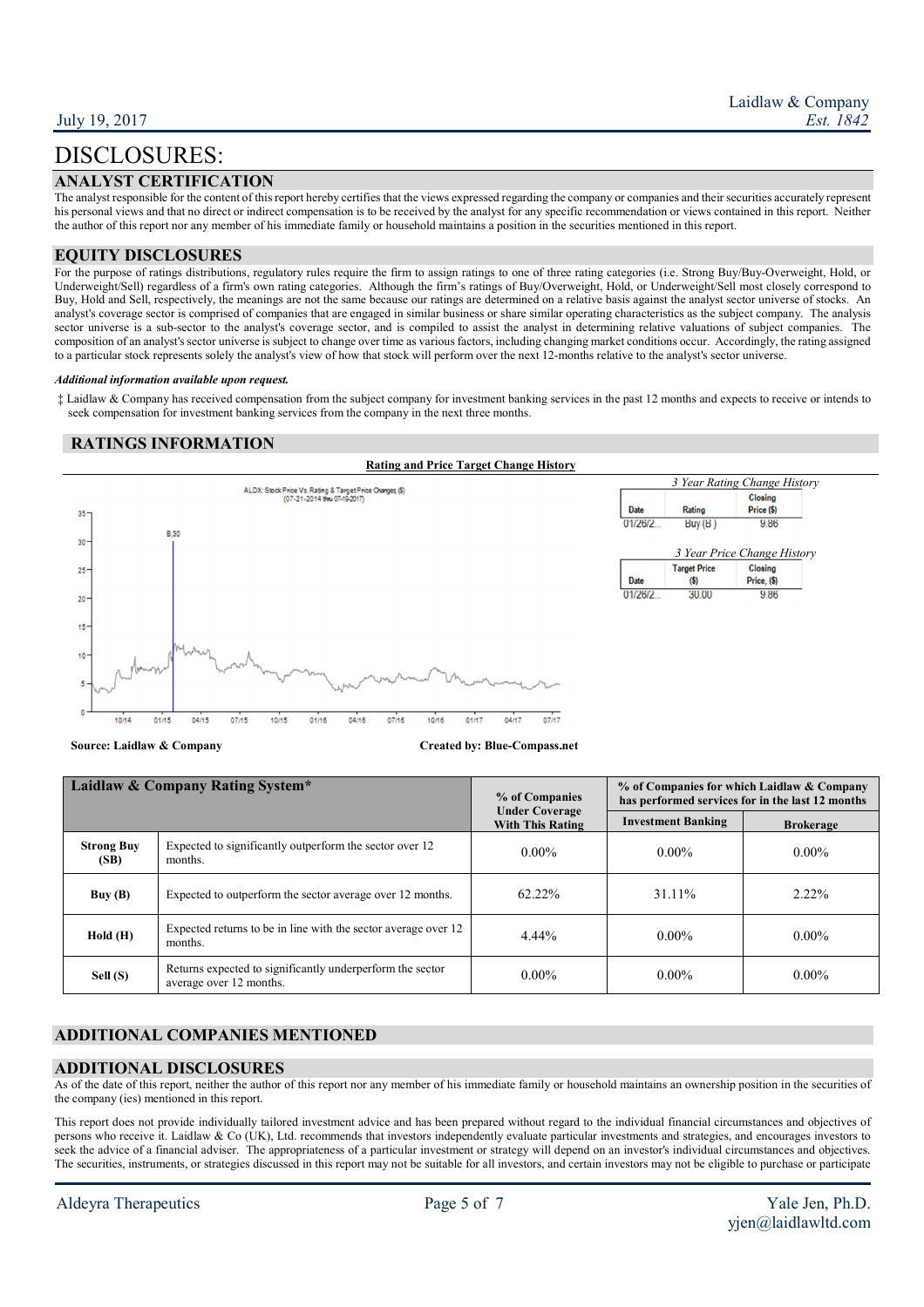# DISCLOSURES:

## ANALYST CERTIFICATION

The analyst responsible for the content of this report hereby certifies that the views expressed regarding the company or companies and their securities accurately represent his personal views and that no direct or indirect compensation is to be received by the analyst for any specific recommendation or views contained in this report. Neither the author of this report nor any member of his immediate family or household maintains a position in the securities mentioned in this report.

## EQUITY DISCLOSURES

For the purpose of ratings distributions, regulatory rules require the firm to assign ratings to one of three rating categories (i.e. Strong Buy/Buy-Overweight, Hold, or Underweight/Sell) regardless of a firm's own rating categories. Although the firm's ratings of Buy/Overweight, Hold, or Underweight/Sell most closely correspond to Buy, Hold and Sell, respectively, the meanings are not the same because our ratings are determined on a relative basis against the analyst sector universe of stocks. An analyst's coverage sector is comprised of companies that are engaged in similar business or share similar operating characteristics as the subject company. The analysis sector universe is a sub-sector to the analyst's coverage sector, and is compiled to assist the analyst in determining relative valuations of subject companies. The composition of an analyst's sector universe is subject to change over time as various factors, including changing market conditions occur. Accordingly, the rating assigned to a particular stock represents solely the analyst's view of how that stock will perform over the next 12-months relative to the analyst's sector universe.

***Additional information available upon request.***

‡ Laidlaw & Company has received compensation from the subject company for investment banking services in the past 12 months and expects to receive or intends to seek compensation for investment banking services from the company in the next three months.

## RATINGS INFORMATION

**Rating and Price Target Change History**

ALDX: Stock Price Vs. Rating & Target Price Changes ($) (07-21-2014 thru 07-19-2017)

*3 Year Rating Change History*

| Date | Rating | Closing Price ($) |
|---|---|---|
| 01/26/2... | Buy (B) | 9.86 |

*3 Year Price Change History*

| Date | Target Price ($) | Closing Price, ($) |
|---|---|---|
| 01/26/2... | 30.00 | 9.86 |

**Source: Laidlaw & Company** **Created by: Blue-Compass.net**

| Laidlaw & Company Rating System* | | % of Companies Under Coverage With This Rating | % of Companies for which Laidlaw & Company has performed services for in the last 12 months | |
|---|---|---|---|---|
| | | | Investment Banking | Brokerage |
| **Strong Buy (SB)** | Expected to significantly outperform the sector over 12 months. | 0.00% | 0.00% | 0.00% |
| **Buy (B)** | Expected to outperform the sector average over 12 months. | 62.22% | 31.11% | 2.22% |
| **Hold (H)** | Expected returns to be in line with the sector average over 12 months. | 4.44% | 0.00% | 0.00% |
| **Sell (S)** | Returns expected to significantly underperform the sector average over 12 months. | 0.00% | 0.00% | 0.00% |

## ADDITIONAL COMPANIES MENTIONED

## ADDITIONAL DISCLOSURES

As of the date of this report, neither the author of this report nor any member of his immediate family or household maintains an ownership position in the securities of the company (ies) mentioned in this report.

This report does not provide individually tailored investment advice and has been prepared without regard to the individual financial circumstances and objectives of persons who receive it. Laidlaw & Co (UK), Ltd. recommends that investors independently evaluate particular investments and strategies, and encourages investors to seek the advice of a financial adviser. The appropriateness of a particular investment or strategy will depend on an investor's individual circumstances and objectives. The securities, instruments, or strategies discussed in this report may not be suitable for all investors, and certain investors may not be eligible to purchase or participate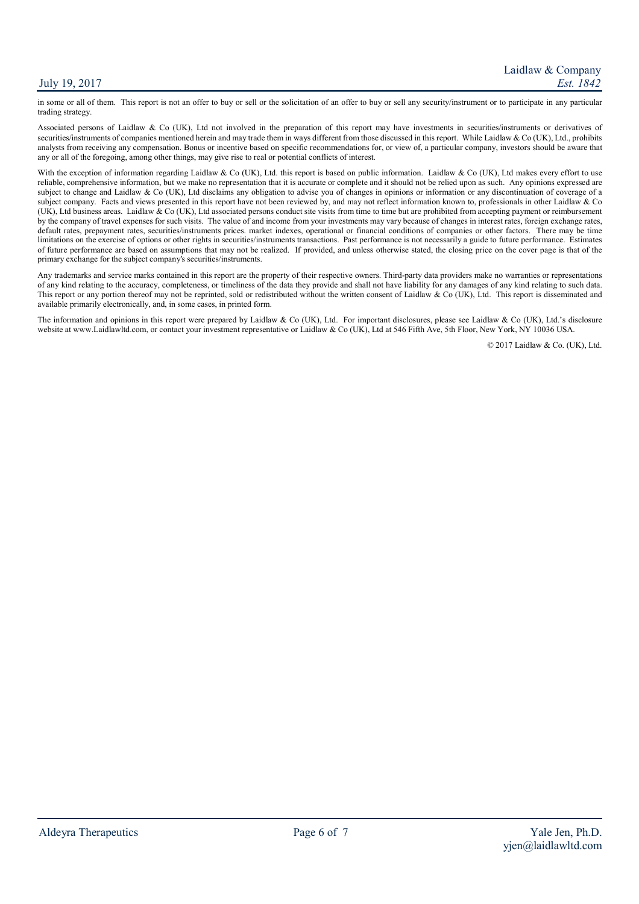in some or all of them. This report is not an offer to buy or sell or the solicitation of an offer to buy or sell any security/instrument or to participate in any particular trading strategy.

Associated persons of Laidlaw & Co (UK), Ltd not involved in the preparation of this report may have investments in securities/instruments or derivatives of securities/instruments of companies mentioned herein and may trade them in ways different from those discussed in this report. While Laidlaw & Co (UK), Ltd., prohibits analysts from receiving any compensation. Bonus or incentive based on specific recommendations for, or view of, a particular company, investors should be aware that any or all of the foregoing, among other things, may give rise to real or potential conflicts of interest.

With the exception of information regarding Laidlaw & Co (UK), Ltd. this report is based on public information. Laidlaw & Co (UK), Ltd makes every effort to use reliable, comprehensive information, but we make no representation that it is accurate or complete and it should not be relied upon as such. Any opinions expressed are subject to change and Laidlaw & Co (UK), Ltd disclaims any obligation to advise you of changes in opinions or information or any discontinuation of coverage of a subject company. Facts and views presented in this report have not been reviewed by, and may not reflect information known to, professionals in other Laidlaw & Co (UK), Ltd business areas. Laidlaw & Co (UK), Ltd associated persons conduct site visits from time to time but are prohibited from accepting payment or reimbursement by the company of travel expenses for such visits. The value of and income from your investments may vary because of changes in interest rates, foreign exchange rates, default rates, prepayment rates, securities/instruments prices. market indexes, operational or financial conditions of companies or other factors. There may be time limitations on the exercise of options or other rights in securities/instruments transactions. Past performance is not necessarily a guide to future performance. Estimates of future performance are based on assumptions that may not be realized. If provided, and unless otherwise stated, the closing price on the cover page is that of the primary exchange for the subject company's securities/instruments.

Any trademarks and service marks contained in this report are the property of their respective owners. Third-party data providers make no warranties or representations of any kind relating to the accuracy, completeness, or timeliness of the data they provide and shall not have liability for any damages of any kind relating to such data. This report or any portion thereof may not be reprinted, sold or redistributed without the written consent of Laidlaw & Co (UK), Ltd. This report is disseminated and available primarily electronically, and, in some cases, in printed form.

The information and opinions in this report were prepared by Laidlaw & Co (UK), Ltd. For important disclosures, please see Laidlaw & Co (UK), Ltd.'s disclosure website at www.Laidlawltd.com, or contact your investment representative or Laidlaw & Co (UK), Ltd at 546 Fifth Ave, 5th Floor, New York, NY 10036 USA.

© 2017 Laidlaw & Co. (UK), Ltd.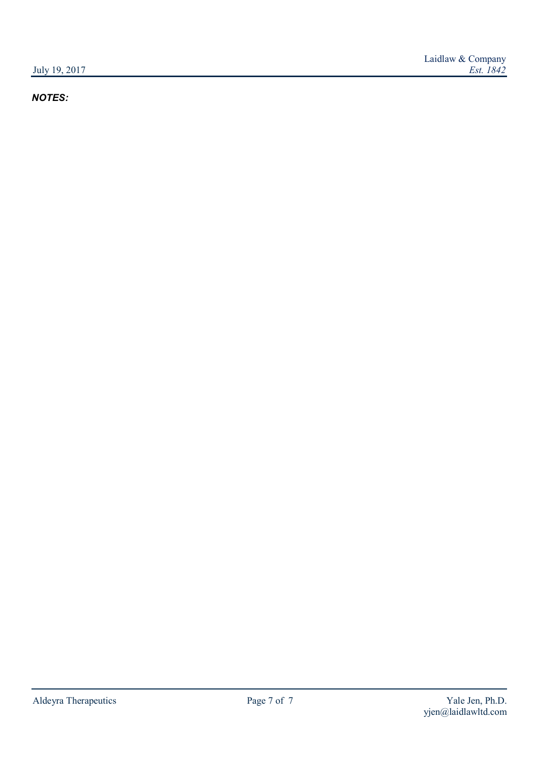***NOTES:***